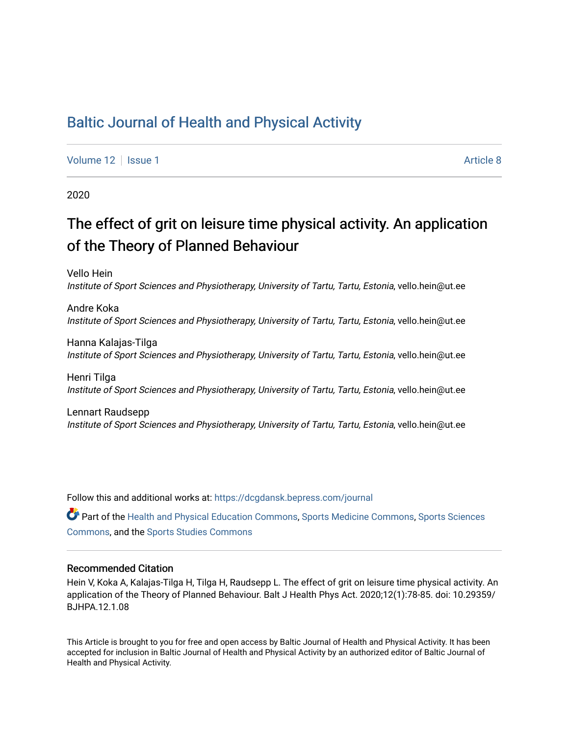# Baltic Journal of Health and Physical Activity

Volume 12 | Issue 1 Article 8

2020

## The effect of grit on leisure time physical activity. An application of the Theory of Planned Behaviour

Vello Hein
*Institute of Sport Sciences and Physiotherapy, University of Tartu, Tartu, Estonia*, vello.hein@ut.ee

Andre Koka
*Institute of Sport Sciences and Physiotherapy, University of Tartu, Tartu, Estonia*, vello.hein@ut.ee

Hanna Kalajas-Tilga
*Institute of Sport Sciences and Physiotherapy, University of Tartu, Tartu, Estonia*, vello.hein@ut.ee

Henri Tilga
*Institute of Sport Sciences and Physiotherapy, University of Tartu, Tartu, Estonia*, vello.hein@ut.ee

Lennart Raudsepp
*Institute of Sport Sciences and Physiotherapy, University of Tartu, Tartu, Estonia*, vello.hein@ut.ee

Follow this and additional works at: https://dcgdansk.bepress.com/journal

Part of the Health and Physical Education Commons, Sports Medicine Commons, Sports Sciences Commons, and the Sports Studies Commons

### Recommended Citation

Hein V, Koka A, Kalajas-Tilga H, Tilga H, Raudsepp L. The effect of grit on leisure time physical activity. An application of the Theory of Planned Behaviour. Balt J Health Phys Act. 2020;12(1):78-85. doi: 10.29359/BJHPA.12.1.08

This Article is brought to you for free and open access by Baltic Journal of Health and Physical Activity. It has been accepted for inclusion in Baltic Journal of Health and Physical Activity by an authorized editor of Baltic Journal of Health and Physical Activity.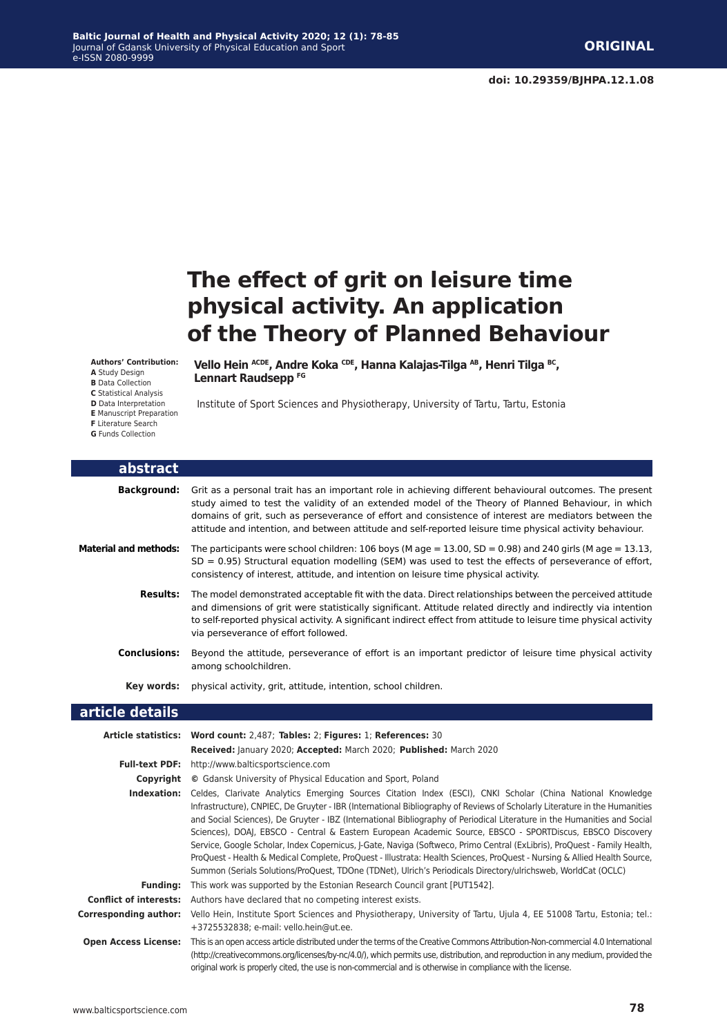**ORIGINAL**

**doi: 10.29359/BJHPA.12.1.08**

# The effect of grit on leisure time physical activity. An application of the Theory of Planned Behaviour

**Authors' Contribution:**
**A** Study Design
**B** Data Collection
**C** Statistical Analysis
**D** Data Interpretation
**E** Manuscript Preparation
**F** Literature Search
**G** Funds Collection

**Vello Hein** [ACDE], **Andre Koka** [CDE], **Hanna Kalajas-Tilga** [AB], **Henri Tilga** [BC], **Lennart Raudsepp** [FG]

Institute of Sport Sciences and Physiotherapy, University of Tartu, Tartu, Estonia

## abstract

**Background:** Grit as a personal trait has an important role in achieving different behavioural outcomes. The present study aimed to test the validity of an extended model of the Theory of Planned Behaviour, in which domains of grit, such as perseverance of effort and consistence of interest are mediators between the attitude and intention, and between attitude and self-reported leisure time physical activity behaviour.

**Material and methods:** The participants were school children: 106 boys (M age = 13.00, SD = 0.98) and 240 girls (M age = 13.13, SD = 0.95) Structural equation modelling (SEM) was used to test the effects of perseverance of effort, consistency of interest, attitude, and intention on leisure time physical activity.

**Results:** The model demonstrated acceptable fit with the data. Direct relationships between the perceived attitude and dimensions of grit were statistically significant. Attitude related directly and indirectly via intention to self-reported physical activity. A significant indirect effect from attitude to leisure time physical activity via perseverance of effort followed.

**Conclusions:** Beyond the attitude, perseverance of effort is an important predictor of leisure time physical activity among schoolchildren.

**Key words:** physical activity, grit, attitude, intention, school children.

## article details

**Article statistics:** **Word count:** 2,487; **Tables:** 2; **Figures:** 1; **References:** 30
**Received:** January 2020; **Accepted:** March 2020; **Published:** March 2020

**Full-text PDF:** http://www.balticsportscience.com

**Copyright** © Gdansk University of Physical Education and Sport, Poland

**Indexation:** Celdes, Clarivate Analytics Emerging Sources Citation Index (ESCI), CNKI Scholar (China National Knowledge Infrastructure), CNPIEC, De Gruyter - IBR (International Bibliography of Reviews of Scholarly Literature in the Humanities and Social Sciences), De Gruyter - IBZ (International Bibliography of Periodical Literature in the Humanities and Social Sciences), DOAJ, EBSCO - Central & Eastern European Academic Source, EBSCO - SPORTDiscus, EBSCO Discovery Service, Google Scholar, Index Copernicus, J-Gate, Naviga (Softweco, Primo Central (ExLibris), ProQuest - Family Health, ProQuest - Health & Medical Complete, ProQuest - Illustrata: Health Sciences, ProQuest - Nursing & Allied Health Source, Summon (Serials Solutions/ProQuest, TDOne (TDNet), Ulrich's Periodicals Directory/ulrichsweb, WorldCat (OCLC)

**Funding:** This work was supported by the Estonian Research Council grant [PUT1542].

**Conflict of interests:** Authors have declared that no competing interest exists.

**Corresponding author:** Vello Hein, Institute Sport Sciences and Physiotherapy, University of Tartu, Ujula 4, EE 51008 Tartu, Estonia; tel.: +3725532838; e-mail: vello.hein@ut.ee.

**Open Access License:** This is an open access article distributed under the terms of the Creative Commons Attribution-Non-commercial 4.0 International (http://creativecommons.org/licenses/by-nc/4.0/), which permits use, distribution, and reproduction in any medium, provided the original work is properly cited, the use is non-commercial and is otherwise in compliance with the license.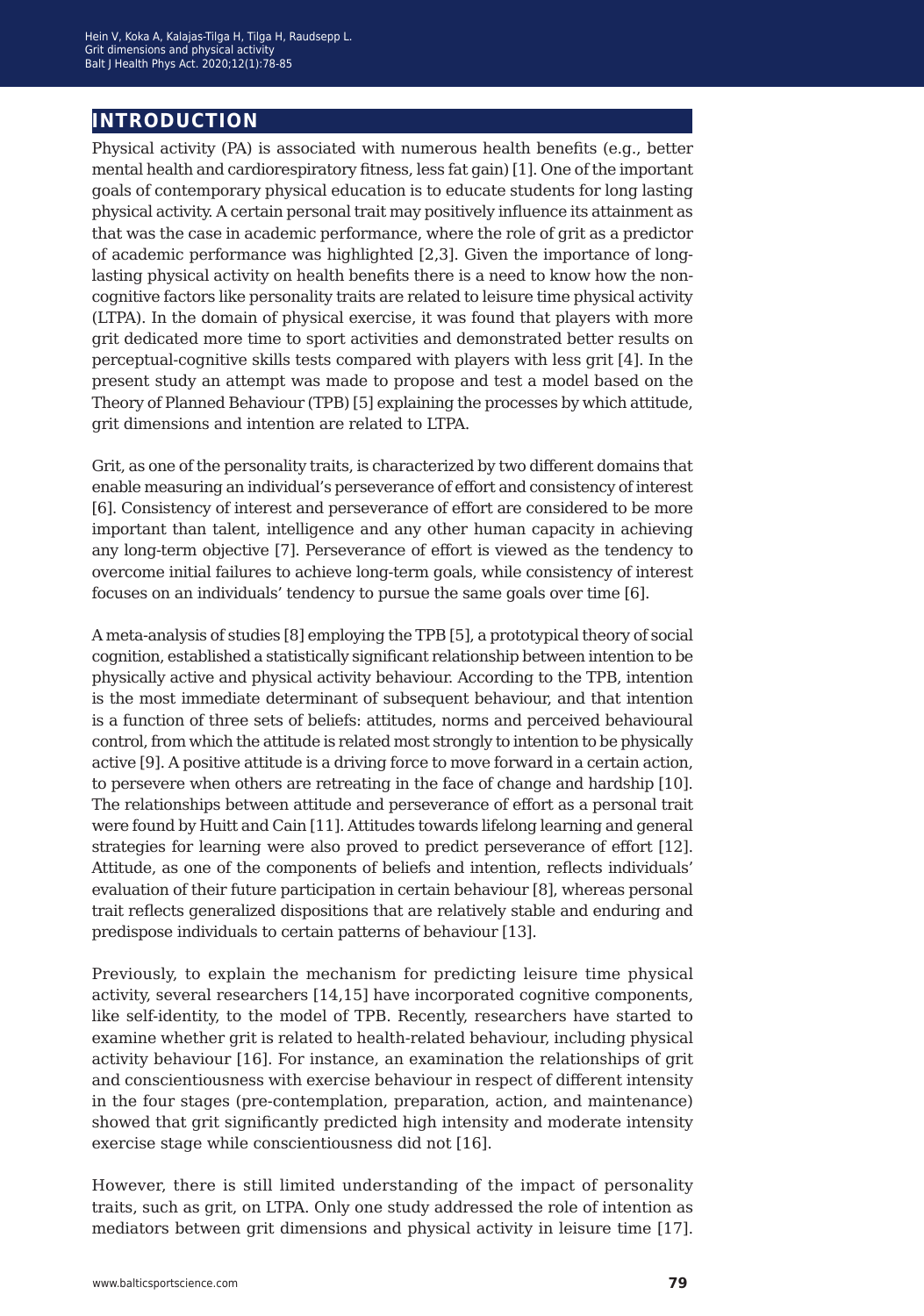## INTRODUCTION

Physical activity (PA) is associated with numerous health benefits (e.g., better mental health and cardiorespiratory fitness, less fat gain) [1]. One of the important goals of contemporary physical education is to educate students for long lasting physical activity. A certain personal trait may positively influence its attainment as that was the case in academic performance, where the role of grit as a predictor of academic performance was highlighted [2,3]. Given the importance of long-lasting physical activity on health benefits there is a need to know how the non-cognitive factors like personality traits are related to leisure time physical activity (LTPA). In the domain of physical exercise, it was found that players with more grit dedicated more time to sport activities and demonstrated better results on perceptual-cognitive skills tests compared with players with less grit [4]. In the present study an attempt was made to propose and test a model based on the Theory of Planned Behaviour (TPB) [5] explaining the processes by which attitude, grit dimensions and intention are related to LTPA.

Grit, as one of the personality traits, is characterized by two different domains that enable measuring an individual's perseverance of effort and consistency of interest [6]. Consistency of interest and perseverance of effort are considered to be more important than talent, intelligence and any other human capacity in achieving any long-term objective [7]. Perseverance of effort is viewed as the tendency to overcome initial failures to achieve long-term goals, while consistency of interest focuses on an individuals' tendency to pursue the same goals over time [6].

A meta-analysis of studies [8] employing the TPB [5], a prototypical theory of social cognition, established a statistically significant relationship between intention to be physically active and physical activity behaviour. According to the TPB, intention is the most immediate determinant of subsequent behaviour, and that intention is a function of three sets of beliefs: attitudes, norms and perceived behavioural control, from which the attitude is related most strongly to intention to be physically active [9]. A positive attitude is a driving force to move forward in a certain action, to persevere when others are retreating in the face of change and hardship [10]. The relationships between attitude and perseverance of effort as a personal trait were found by Huitt and Cain [11]. Attitudes towards lifelong learning and general strategies for learning were also proved to predict perseverance of effort [12]. Attitude, as one of the components of beliefs and intention, reflects individuals' evaluation of their future participation in certain behaviour [8], whereas personal trait reflects generalized dispositions that are relatively stable and enduring and predispose individuals to certain patterns of behaviour [13].

Previously, to explain the mechanism for predicting leisure time physical activity, several researchers [14,15] have incorporated cognitive components, like self-identity, to the model of TPB. Recently, researchers have started to examine whether grit is related to health-related behaviour, including physical activity behaviour [16]. For instance, an examination the relationships of grit and conscientiousness with exercise behaviour in respect of different intensity in the four stages (pre-contemplation, preparation, action, and maintenance) showed that grit significantly predicted high intensity and moderate intensity exercise stage while conscientiousness did not [16].

However, there is still limited understanding of the impact of personality traits, such as grit, on LTPA. Only one study addressed the role of intention as mediators between grit dimensions and physical activity in leisure time [17].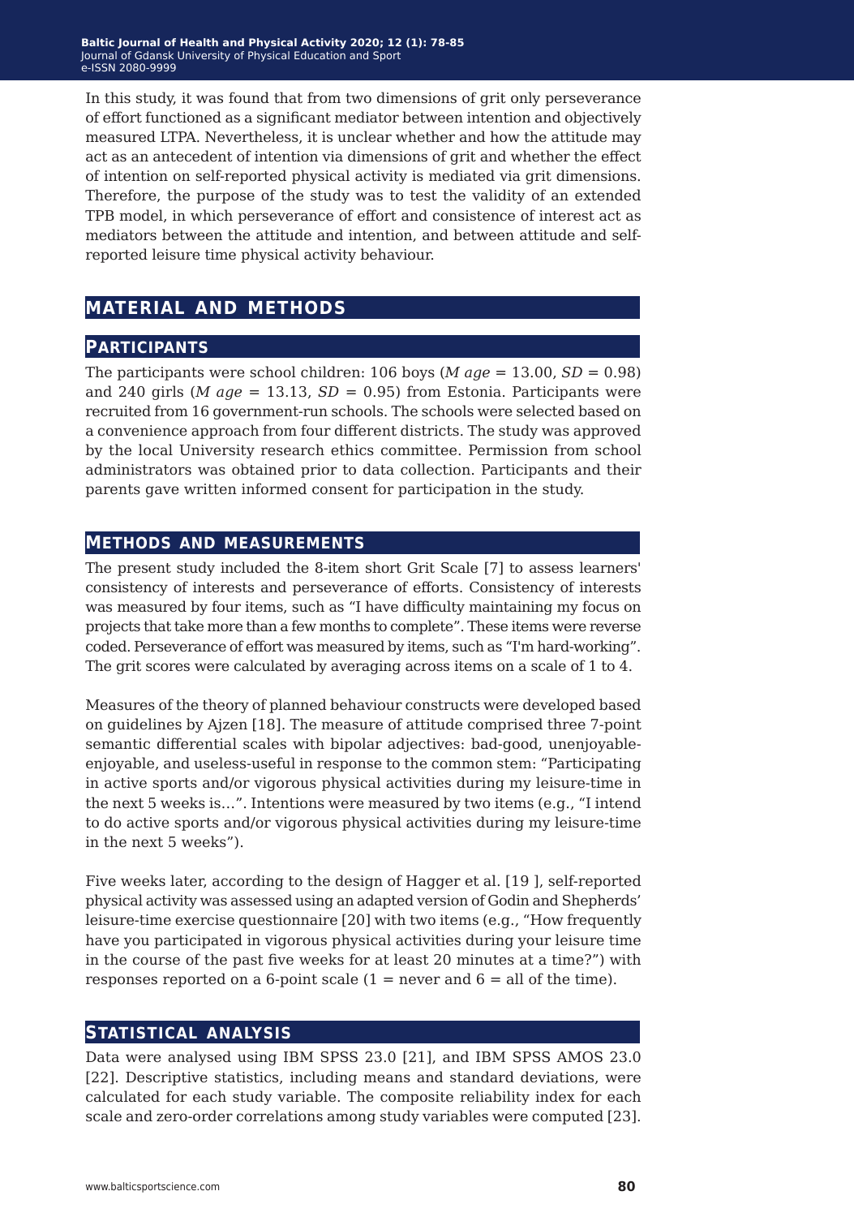In this study, it was found that from two dimensions of grit only perseverance of effort functioned as a significant mediator between intention and objectively measured LTPA. Nevertheless, it is unclear whether and how the attitude may act as an antecedent of intention via dimensions of grit and whether the effect of intention on self-reported physical activity is mediated via grit dimensions. Therefore, the purpose of the study was to test the validity of an extended TPB model, in which perseverance of effort and consistence of interest act as mediators between the attitude and intention, and between attitude and self-reported leisure time physical activity behaviour.

## MATERIAL AND METHODS

### PARTICIPANTS

The participants were school children: 106 boys (*M age* = 13.00, *SD* = 0.98) and 240 girls (*M age* = 13.13, *SD* = 0.95) from Estonia. Participants were recruited from 16 government-run schools. The schools were selected based on a convenience approach from four different districts. The study was approved by the local University research ethics committee. Permission from school administrators was obtained prior to data collection. Participants and their parents gave written informed consent for participation in the study.

### METHODS AND MEASUREMENTS

The present study included the 8-item short Grit Scale [7] to assess learners' consistency of interests and perseverance of efforts. Consistency of interests was measured by four items, such as "I have difficulty maintaining my focus on projects that take more than a few months to complete". These items were reverse coded. Perseverance of effort was measured by items, such as "I'm hard-working". The grit scores were calculated by averaging across items on a scale of 1 to 4.

Measures of the theory of planned behaviour constructs were developed based on guidelines by Ajzen [18]. The measure of attitude comprised three 7-point semantic differential scales with bipolar adjectives: bad-good, unenjoyable-enjoyable, and useless-useful in response to the common stem: "Participating in active sports and/or vigorous physical activities during my leisure-time in the next 5 weeks is…". Intentions were measured by two items (e.g., "I intend to do active sports and/or vigorous physical activities during my leisure-time in the next 5 weeks").

Five weeks later, according to the design of Hagger et al. [19 ], self-reported physical activity was assessed using an adapted version of Godin and Shepherds' leisure-time exercise questionnaire [20] with two items (e.g., "How frequently have you participated in vigorous physical activities during your leisure time in the course of the past five weeks for at least 20 minutes at a time?") with responses reported on a 6-point scale (1 = never and 6 = all of the time).

### STATISTICAL ANALYSIS

Data were analysed using IBM SPSS 23.0 [21], and IBM SPSS AMOS 23.0 [22]. Descriptive statistics, including means and standard deviations, were calculated for each study variable. The composite reliability index for each scale and zero-order correlations among study variables were computed [23].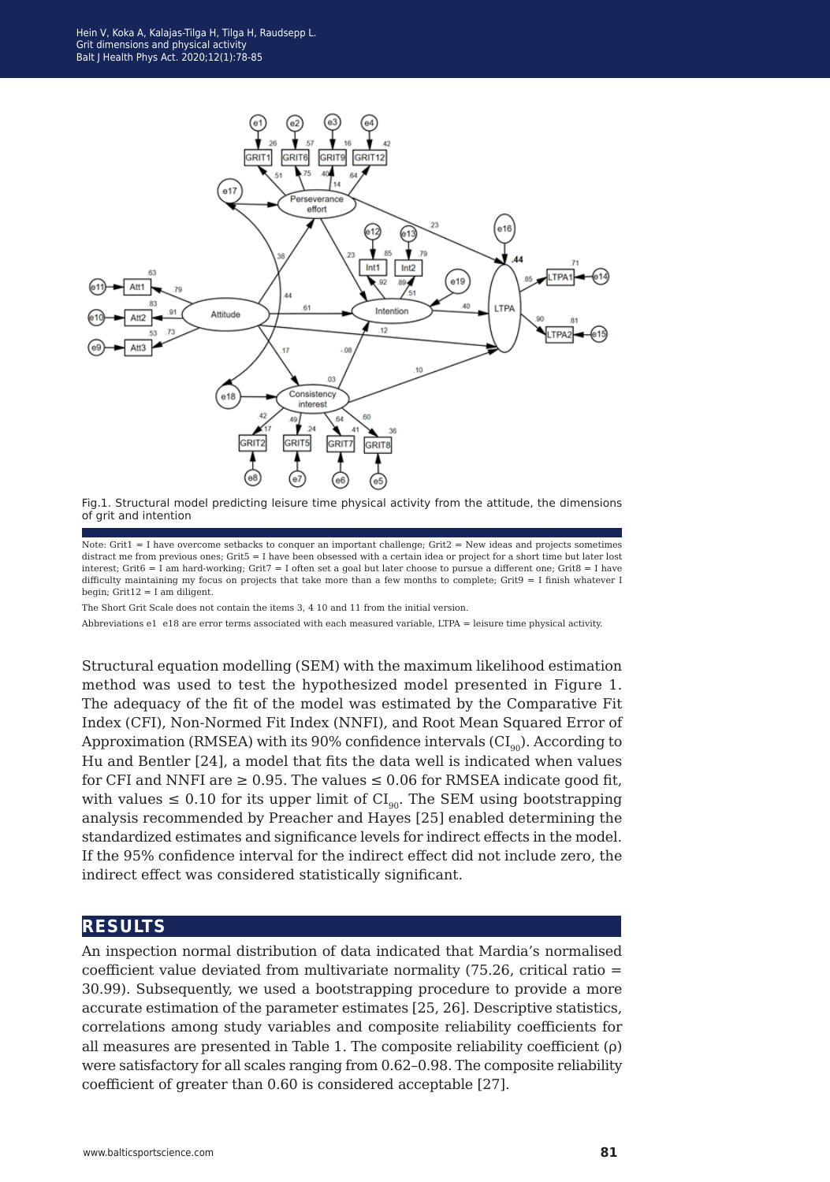Fig.1. Structural model predicting leisure time physical activity from the attitude, the dimensions of grit and intention

Note: Grit1 = I have overcome setbacks to conquer an important challenge; Grit2 = New ideas and projects sometimes distract me from previous ones; Grit5 = I have been obsessed with a certain idea or project for a short time but later lost interest; Grit6 = I am hard-working; Grit7 = I often set a goal but later choose to pursue a different one; Grit8 = I have difficulty maintaining my focus on projects that take more than a few months to complete; Grit9 = I finish whatever I begin; Grit12 = I am diligent.

The Short Grit Scale does not contain the items 3, 4 10 and 11 from the initial version.

Abbreviations e1 e18 are error terms associated with each measured variable, LTPA = leisure time physical activity.

Structural equation modelling (SEM) with the maximum likelihood estimation method was used to test the hypothesized model presented in Figure 1. The adequacy of the fit of the model was estimated by the Comparative Fit Index (CFI), Non-Normed Fit Index (NNFI), and Root Mean Squared Error of Approximation (RMSEA) with its 90% confidence intervals ($CI_{90}$). According to Hu and Bentler [24], a model that fits the data well is indicated when values for CFI and NNFI are ≥ 0.95. The values ≤ 0.06 for RMSEA indicate good fit, with values ≤ 0.10 for its upper limit of $CI_{90}$. The SEM using bootstrapping analysis recommended by Preacher and Hayes [25] enabled determining the standardized estimates and significance levels for indirect effects in the model. If the 95% confidence interval for the indirect effect did not include zero, the indirect effect was considered statistically significant.

## RESULTS

An inspection normal distribution of data indicated that Mardia's normalised coefficient value deviated from multivariate normality (75.26, critical ratio = 30.99). Subsequently, we used a bootstrapping procedure to provide a more accurate estimation of the parameter estimates [25, 26]. Descriptive statistics, correlations among study variables and composite reliability coefficients for all measures are presented in Table 1. The composite reliability coefficient (ρ) were satisfactory for all scales ranging from 0.62–0.98. The composite reliability coefficient of greater than 0.60 is considered acceptable [27].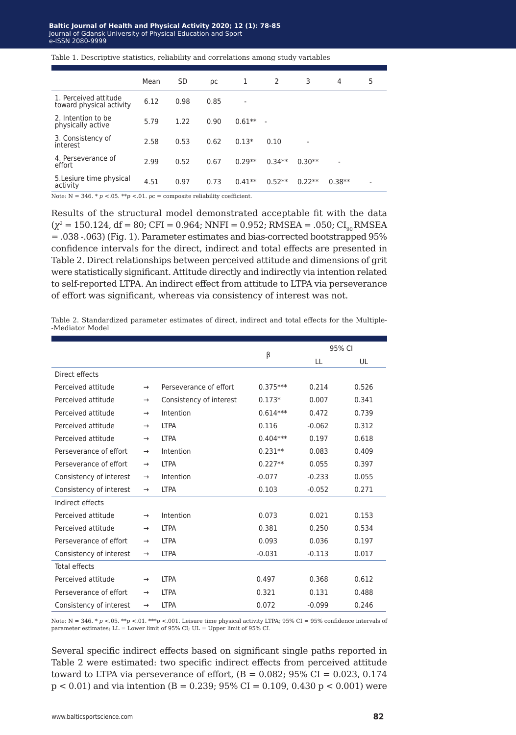Table 1. Descriptive statistics, reliability and correlations among study variables

| | Mean | SD | ρc | 1 | 2 | 3 | 4 | 5 |
|---|---|---|---|---|---|---|---|---|
| 1. Perceived attitude toward physical activity | 6.12 | 0.98 | 0.85 | - | | | | |
| 2. Intention to be physically active | 5.79 | 1.22 | 0.90 | 0.61** | - | | | |
| 3. Consistency of interest | 2.58 | 0.53 | 0.62 | 0.13* | 0.10 | - | | |
| 4. Perseverance of effort | 2.99 | 0.52 | 0.67 | 0.29** | 0.34** | 0.30** | - | |
| 5.Lesiure time physical activity | 4.51 | 0.97 | 0.73 | 0.41** | 0.52** | 0.22** | 0.38** | - |

Note: N = 346. * $p$ <.05. ** $p$ <.01. ρc = composite reliability coefficient.

Results of the structural model demonstrated acceptable fit with the data ($\chi^2$ = 150.124, df = 80; CFI = 0.964; NNFI = 0.952; RMSEA = .050; $CI_{90}$ RMSEA = .038 -.063) (Fig. 1). Parameter estimates and bias-corrected bootstrapped 95% confidence intervals for the direct, indirect and total effects are presented in Table 2. Direct relationships between perceived attitude and dimensions of grit were statistically significant. Attitude directly and indirectly via intention related to self-reported LTPA. An indirect effect from attitude to LTPA via perseverance of effort was significant, whereas via consistency of interest was not.

Table 2. Standardized parameter estimates of direct, indirect and total effects for the Multiple--Mediator Model

| | | | β | 95% CI | |
|---|---|---|---|---|---|
| | | | | LL | UL |
| Direct effects | | | | | |
| Perceived attitude | → | Perseverance of effort | 0.375*** | 0.214 | 0.526 |
| Perceived attitude | → | Consistency of interest | 0.173* | 0.007 | 0.341 |
| Perceived attitude | → | Intention | 0.614*** | 0.472 | 0.739 |
| Perceived attitude | → | LTPA | 0.116 | -0.062 | 0.312 |
| Perceived attitude | → | LTPA | 0.404*** | 0.197 | 0.618 |
| Perseverance of effort | → | Intention | 0.231** | 0.083 | 0.409 |
| Perseverance of effort | → | LTPA | 0.227** | 0.055 | 0.397 |
| Consistency of interest | → | Intention | -0.077 | -0.233 | 0.055 |
| Consistency of interest | → | LTPA | 0.103 | -0.052 | 0.271 |
| Indirect effects | | | | | |
| Perceived attitude | → | Intention | 0.073 | 0.021 | 0.153 |
| Perceived attitude | → | LTPA | 0.381 | 0.250 | 0.534 |
| Perseverance of effort | → | LTPA | 0.093 | 0.036 | 0.197 |
| Consistency of interest | → | LTPA | -0.031 | -0.113 | 0.017 |
| Total effects | | | | | |
| Perceived attitude | → | LTPA | 0.497 | 0.368 | 0.612 |
| Perseverance of effort | → | LTPA | 0.321 | 0.131 | 0.488 |
| Consistency of interest | → | LTPA | 0.072 | -0.099 | 0.246 |

Note: N = 346. * $p$ <.05. ** $p$ <.01. *** $p$ <.001. Leisure time physical activity LTPA; 95% CI = 95% confidence intervals of parameter estimates; LL = Lower limit of 95% CI; UL = Upper limit of 95% CI.

Several specific indirect effects based on significant single paths reported in Table 2 were estimated: two specific indirect effects from perceived attitude toward to LTPA via perseverance of effort, (B = 0.082; 95% CI = 0.023, 0.174 $p < 0.01$) and via intention (B = 0.239; 95% CI = 0.109, 0.430 $p < 0.001$) were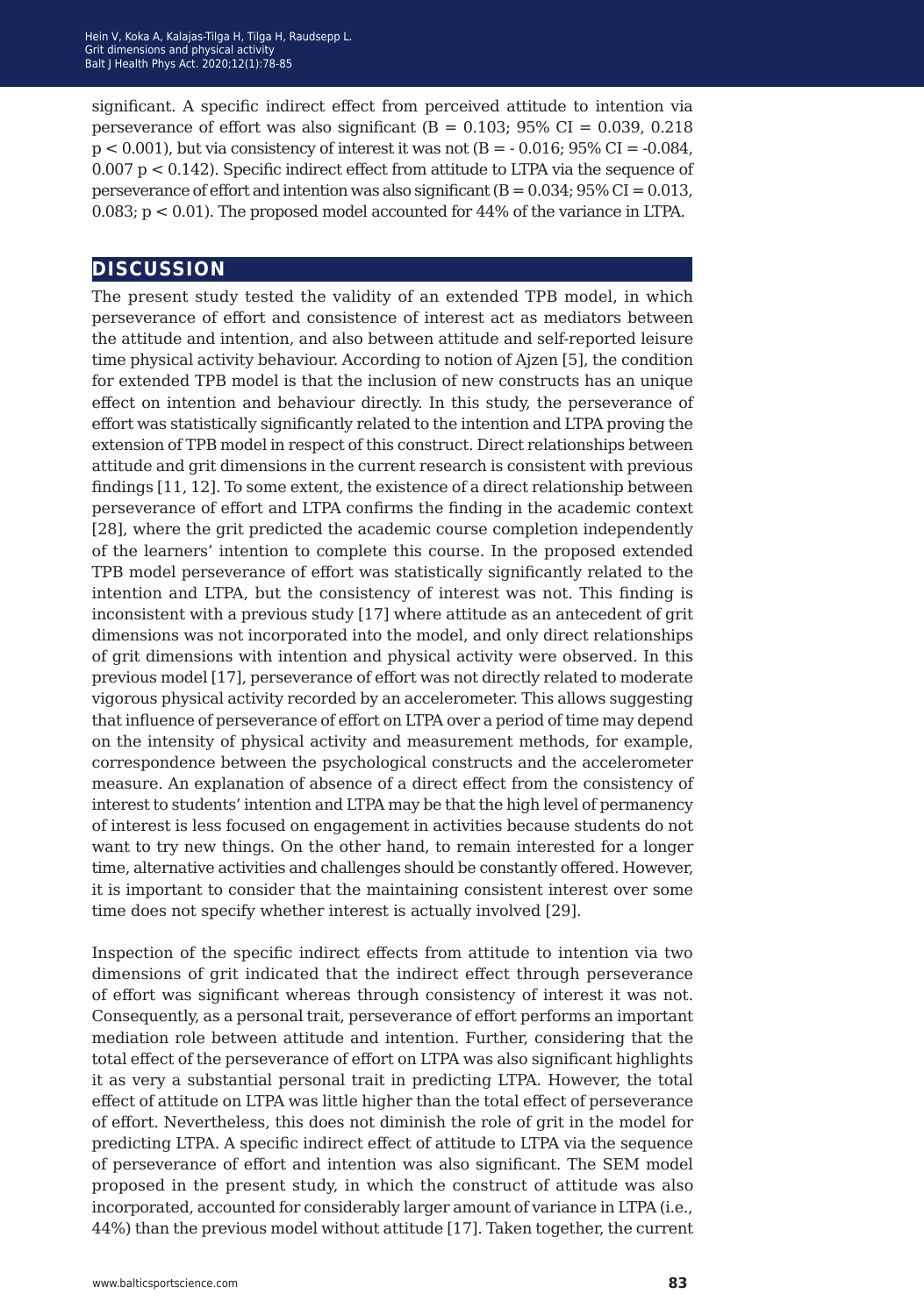significant. A specific indirect effect from perceived attitude to intention via perseverance of effort was also significant (B = 0.103; 95% CI = 0.039, 0.218 $p < 0.001$), but via consistency of interest it was not (B = - 0.016; 95% CI = -0.084, 0.007 $p < 0.142$). Specific indirect effect from attitude to LTPA via the sequence of perseverance of effort and intention was also significant (B = 0.034; 95% CI = 0.013, 0.083; $p < 0.01$). The proposed model accounted for 44% of the variance in LTPA.

## DISCUSSION

The present study tested the validity of an extended TPB model, in which perseverance of effort and consistence of interest act as mediators between the attitude and intention, and also between attitude and self-reported leisure time physical activity behaviour. According to notion of Ajzen [5], the condition for extended TPB model is that the inclusion of new constructs has an unique effect on intention and behaviour directly. In this study, the perseverance of effort was statistically significantly related to the intention and LTPA proving the extension of TPB model in respect of this construct. Direct relationships between attitude and grit dimensions in the current research is consistent with previous findings [11, 12]. To some extent, the existence of a direct relationship between perseverance of effort and LTPA confirms the finding in the academic context [28], where the grit predicted the academic course completion independently of the learners' intention to complete this course. In the proposed extended TPB model perseverance of effort was statistically significantly related to the intention and LTPA, but the consistency of interest was not. This finding is inconsistent with a previous study [17] where attitude as an antecedent of grit dimensions was not incorporated into the model, and only direct relationships of grit dimensions with intention and physical activity were observed. In this previous model [17], perseverance of effort was not directly related to moderate vigorous physical activity recorded by an accelerometer. This allows suggesting that influence of perseverance of effort on LTPA over a period of time may depend on the intensity of physical activity and measurement methods, for example, correspondence between the psychological constructs and the accelerometer measure. An explanation of absence of a direct effect from the consistency of interest to students' intention and LTPA may be that the high level of permanency of interest is less focused on engagement in activities because students do not want to try new things. On the other hand, to remain interested for a longer time, alternative activities and challenges should be constantly offered. However, it is important to consider that the maintaining consistent interest over some time does not specify whether interest is actually involved [29].

Inspection of the specific indirect effects from attitude to intention via two dimensions of grit indicated that the indirect effect through perseverance of effort was significant whereas through consistency of interest it was not. Consequently, as a personal trait, perseverance of effort performs an important mediation role between attitude and intention. Further, considering that the total effect of the perseverance of effort on LTPA was also significant highlights it as very a substantial personal trait in predicting LTPA. However, the total effect of attitude on LTPA was little higher than the total effect of perseverance of effort. Nevertheless, this does not diminish the role of grit in the model for predicting LTPA. A specific indirect effect of attitude to LTPA via the sequence of perseverance of effort and intention was also significant. The SEM model proposed in the present study, in which the construct of attitude was also incorporated, accounted for considerably larger amount of variance in LTPA (i.e., 44%) than the previous model without attitude [17]. Taken together, the current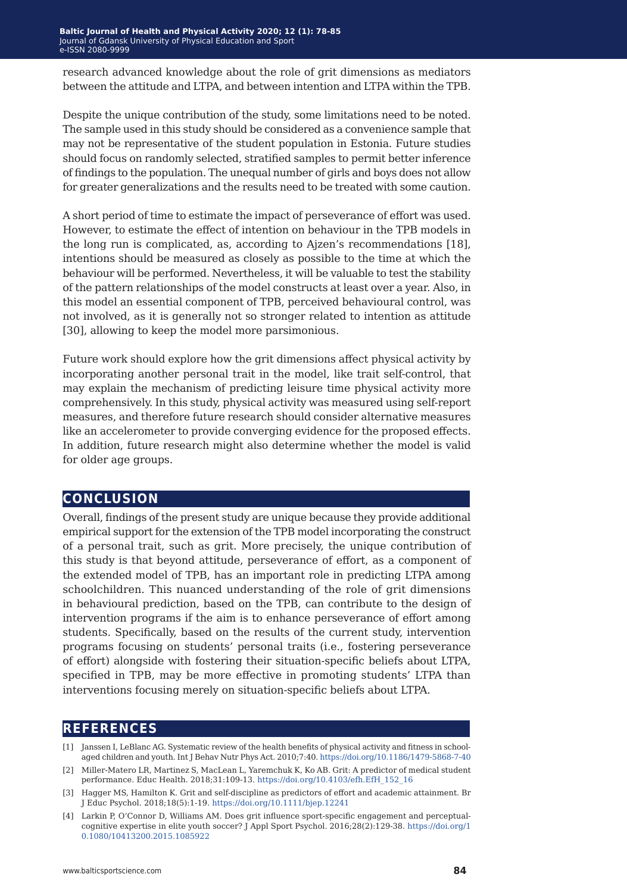research advanced knowledge about the role of grit dimensions as mediators between the attitude and LTPA, and between intention and LTPA within the TPB.

Despite the unique contribution of the study, some limitations need to be noted. The sample used in this study should be considered as a convenience sample that may not be representative of the student population in Estonia. Future studies should focus on randomly selected, stratified samples to permit better inference of findings to the population. The unequal number of girls and boys does not allow for greater generalizations and the results need to be treated with some caution.

A short period of time to estimate the impact of perseverance of effort was used. However, to estimate the effect of intention on behaviour in the TPB models in the long run is complicated, as, according to Ajzen's recommendations [18], intentions should be measured as closely as possible to the time at which the behaviour will be performed. Nevertheless, it will be valuable to test the stability of the pattern relationships of the model constructs at least over a year. Also, in this model an essential component of TPB, perceived behavioural control, was not involved, as it is generally not so stronger related to intention as attitude [30], allowing to keep the model more parsimonious.

Future work should explore how the grit dimensions affect physical activity by incorporating another personal trait in the model, like trait self-control, that may explain the mechanism of predicting leisure time physical activity more comprehensively. In this study, physical activity was measured using self-report measures, and therefore future research should consider alternative measures like an accelerometer to provide converging evidence for the proposed effects. In addition, future research might also determine whether the model is valid for older age groups.

## CONCLUSION

Overall, findings of the present study are unique because they provide additional empirical support for the extension of the TPB model incorporating the construct of a personal trait, such as grit. More precisely, the unique contribution of this study is that beyond attitude, perseverance of effort, as a component of the extended model of TPB, has an important role in predicting LTPA among schoolchildren. This nuanced understanding of the role of grit dimensions in behavioural prediction, based on the TPB, can contribute to the design of intervention programs if the aim is to enhance perseverance of effort among students. Specifically, based on the results of the current study, intervention programs focusing on students' personal traits (i.e., fostering perseverance of effort) alongside with fostering their situation-specific beliefs about LTPA, specified in TPB, may be more effective in promoting students' LTPA than interventions focusing merely on situation-specific beliefs about LTPA.

## REFERENCES

[1] Janssen I, LeBlanc AG. Systematic review of the health benefits of physical activity and fitness in school-aged children and youth. Int J Behav Nutr Phys Act. 2010;7:40. https://doi.org/10.1186/1479-5868-7-40

[2] Miller-Matero LR, Martinez S, MacLean L, Yaremchuk K, Ko AB. Grit: A predictor of medical student performance. Educ Health. 2018;31:109-13. https://doi.org/10.4103/efh.EfH_152_16

[3] Hagger MS, Hamilton K. Grit and self-discipline as predictors of effort and academic attainment. Br J Educ Psychol. 2018;18(5):1-19. https://doi.org/10.1111/bjep.12241

[4] Larkin P, O'Connor D, Williams AM. Does grit influence sport-specific engagement and perceptual-cognitive expertise in elite youth soccer? J Appl Sport Psychol. 2016;28(2):129-38. https://doi.org/10.1080/10413200.2015.1085922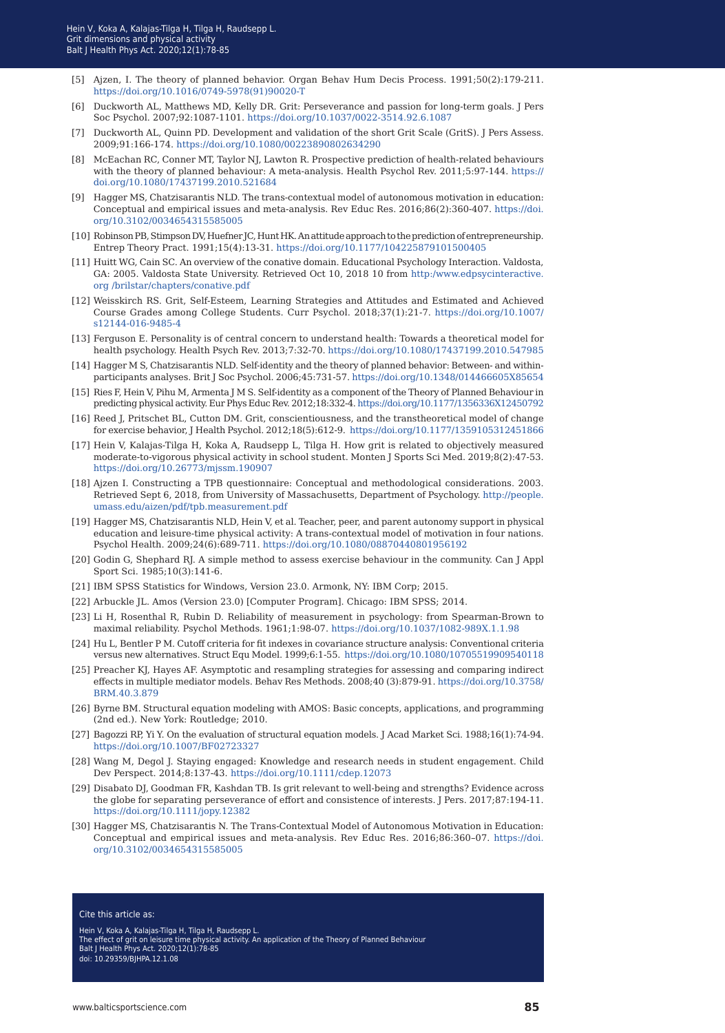[5] Ajzen, I. The theory of planned behavior. Organ Behav Hum Decis Process. 1991;50(2):179-211. https://doi.org/10.1016/0749-5978(91)90020-T

[6] Duckworth AL, Matthews MD, Kelly DR. Grit: Perseverance and passion for long-term goals. J Pers Soc Psychol. 2007;92:1087-1101. https://doi.org/10.1037/0022-3514.92.6.1087

[7] Duckworth AL, Quinn PD. Development and validation of the short Grit Scale (GritS). J Pers Assess. 2009;91:166-174. https://doi.org/10.1080/00223890802634290

[8] McEachan RC, Conner MT, Taylor NJ, Lawton R. Prospective prediction of health-related behaviours with the theory of planned behaviour: A meta-analysis. Health Psychol Rev. 2011;5:97-144. https://doi.org/10.1080/17437199.2010.521684

[9] Hagger MS, Chatzisarantis NLD. The trans-contextual model of autonomous motivation in education: Conceptual and empirical issues and meta-analysis. Rev Educ Res. 2016;86(2):360-407. https://doi.org/10.3102/0034654315585005

[10] Robinson PB, Stimpson DV, Huefner JC, Hunt HK. An attitude approach to the prediction of entrepreneurship. Entrep Theory Pract. 1991;15(4):13-31. https://doi.org/10.1177/104225879101500405

[11] Huitt WG, Cain SC. An overview of the conative domain. Educational Psychology Interaction. Valdosta, GA: 2005. Valdosta State University. Retrieved Oct 10, 2018 10 from http:/www.edpsycinteractive.org /brilstar/chapters/conative.pdf

[12] Weisskirch RS. Grit, Self-Esteem, Learning Strategies and Attitudes and Estimated and Achieved Course Grades among College Students. Curr Psychol. 2018;37(1):21-7. https://doi.org/10.1007/s12144-016-9485-4

[13] Ferguson E. Personality is of central concern to understand health: Towards a theoretical model for health psychology. Health Psych Rev. 2013;7:32-70. https://doi.org/10.1080/17437199.2010.547985

[14] Hagger M S, Chatzisarantis NLD. Self-identity and the theory of planned behavior: Between- and within-participants analyses. Brit J Soc Psychol. 2006;45:731-57. https://doi.org/10.1348/014466605X85654

[15] Ries F, Hein V, Pihu M, Armenta J M S. Self-identity as a component of the Theory of Planned Behaviour in predicting physical activity. Eur Phys Educ Rev. 2012;18:332-4. https://doi.org/10.1177/1356336X12450792

[16] Reed J, Pritschet BL, Cutton DM. Grit, conscientiousness, and the transtheoretical model of change for exercise behavior, J Health Psychol. 2012;18(5):612-9. https://doi.org/10.1177/1359105312451866

[17] Hein V, Kalajas-Tilga H, Koka A, Raudsepp L, Tilga H. How grit is related to objectively measured moderate-to-vigorous physical activity in school student. Monten J Sports Sci Med. 2019;8(2):47-53. https://doi.org/10.26773/mjssm.190907

[18] Ajzen I. Constructing a TPB questionnaire: Conceptual and methodological considerations. 2003. Retrieved Sept 6, 2018, from University of Massachusetts, Department of Psychology. http://people.umass.edu/aizen/pdf/tpb.measurement.pdf

[19] Hagger MS, Chatzisarantis NLD, Hein V, et al. Teacher, peer, and parent autonomy support in physical education and leisure-time physical activity: A trans-contextual model of motivation in four nations. Psychol Health. 2009;24(6):689-711. https://doi.org/10.1080/08870440801956192

[20] Godin G, Shephard RJ. A simple method to assess exercise behaviour in the community. Can J Appl Sport Sci. 1985;10(3):141-6.

[21] IBM SPSS Statistics for Windows, Version 23.0. Armonk, NY: IBM Corp; 2015.

[22] Arbuckle JL. Amos (Version 23.0) [Computer Program]. Chicago: IBM SPSS; 2014.

[23] Li H, Rosenthal R, Rubin D. Reliability of measurement in psychology: from Spearman-Brown to maximal reliability. Psychol Methods. 1961;1:98-07. https://doi.org/10.1037/1082-989X.1.1.98

[24] Hu L, Bentler P M. Cutoff criteria for fit indexes in covariance structure analysis: Conventional criteria versus new alternatives. Struct Equ Model. 1999;6:1-55. https://doi.org/10.1080/10705519909540118

[25] Preacher KJ, Hayes AF. Asymptotic and resampling strategies for assessing and comparing indirect effects in multiple mediator models. Behav Res Methods. 2008;40 (3):879-91. https://doi.org/10.3758/BRM.40.3.879

[26] Byrne BM. Structural equation modeling with AMOS: Basic concepts, applications, and programming (2nd ed.). New York: Routledge; 2010.

[27] Bagozzi RP, Yi Y. On the evaluation of structural equation models. J Acad Market Sci. 1988;16(1):74-94. https://doi.org/10.1007/BF02723327

[28] Wang M, Degol J. Staying engaged: Knowledge and research needs in student engagement. Child Dev Perspect. 2014;8:137-43. https://doi.org/10.1111/cdep.12073

[29] Disabato DJ, Goodman FR, Kashdan TB. Is grit relevant to well-being and strengths? Evidence across the globe for separating perseverance of effort and consistence of interests. J Pers. 2017;87:194-11. https://doi.org/10.1111/jopy.12382

[30] Hagger MS, Chatzisarantis N. The Trans-Contextual Model of Autonomous Motivation in Education: Conceptual and empirical issues and meta-analysis. Rev Educ Res. 2016;86:360–07. https://doi.org/10.3102/0034654315585005

Cite this article as:

Hein V, Koka A, Kalajas-Tilga H, Tilga H, Raudsepp L.
The effect of grit on leisure time physical activity. An application of the Theory of Planned Behaviour
Balt J Health Phys Act. 2020;12(1):78-85
doi: 10.29359/BJHPA.12.1.08